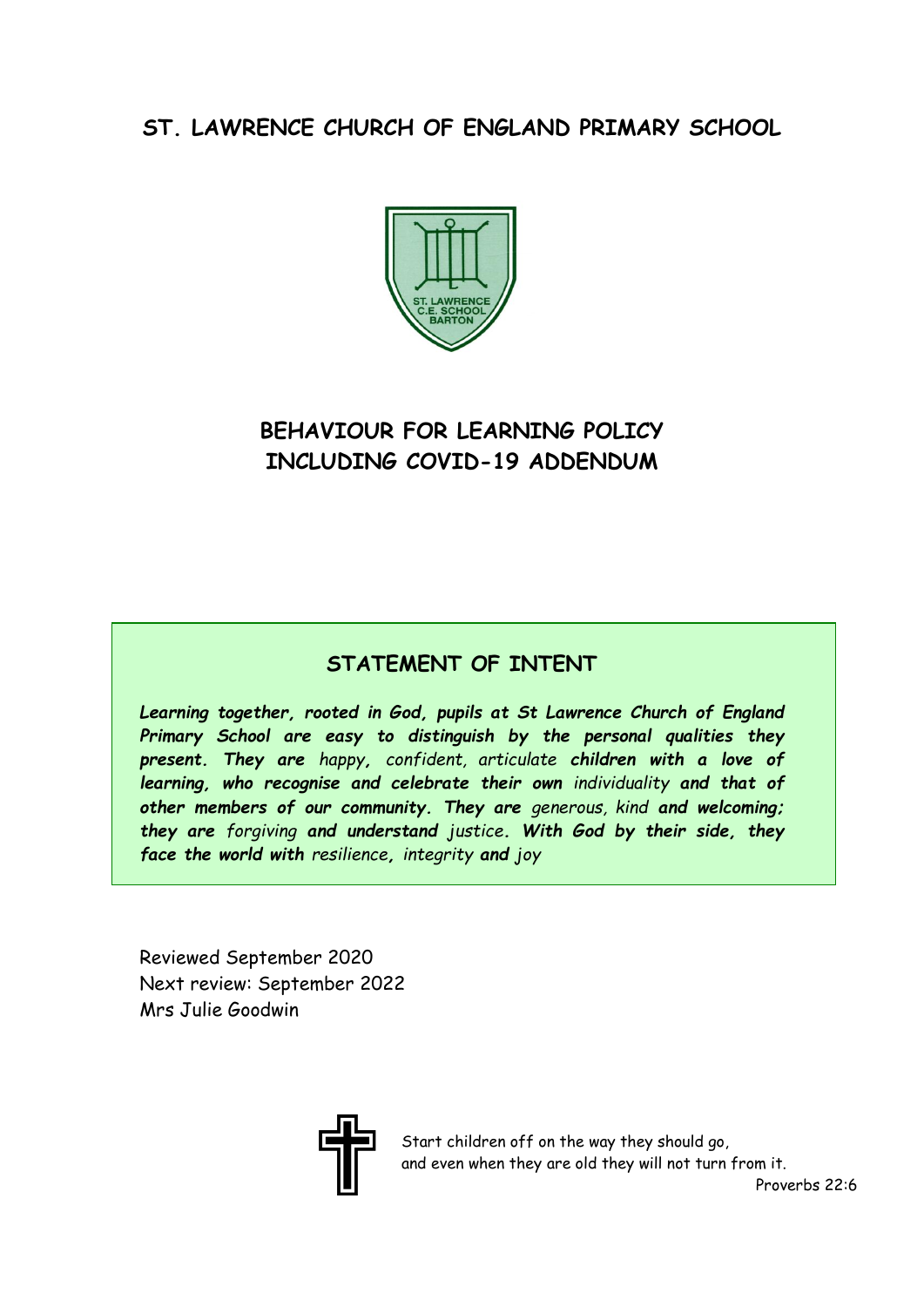# ST. LAWRENCE CHURCH OF ENGLAND PRIMARY SCHOOL

ST. LAWRENCE
C.E. SCHOOL
BARTON

## BEHAVIOUR FOR LEARNING POLICY INCLUDING COVID-19 ADDENDUM

### STATEMENT OF INTENT

***Learning together, rooted in God, pupils at St Lawrence Church of England Primary School are easy to distinguish by the personal qualities they present. They are*** *happy, confident, articulate* ***children with a love of learning, who recognise and celebrate their own*** *individuality* ***and that of other members of our community. They are*** *generous, kind* ***and welcoming; they are*** *forgiving* ***and understand*** *justice****. With God by their side, they face the world with*** *resilience****,*** *integrity* ***and*** *joy*

Reviewed September 2020
Next review: September 2022
Mrs Julie Goodwin

Start children off on the way they should go,
and even when they are old they will not turn from it.
Proverbs 22:6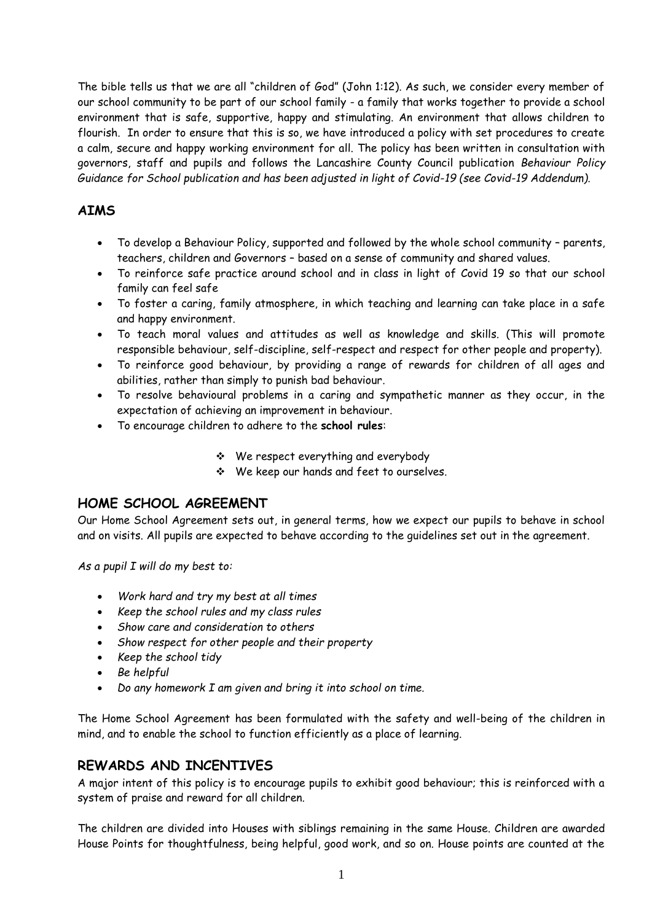The bible tells us that we are all "children of God" (John 1:12). As such, we consider every member of our school community to be part of our school family - a family that works together to provide a school environment that is safe, supportive, happy and stimulating. An environment that allows children to flourish. In order to ensure that this is so, we have introduced a policy with set procedures to create a calm, secure and happy working environment for all. The policy has been written in consultation with governors, staff and pupils and follows the Lancashire County Council publication *Behaviour Policy Guidance for School publication and has been adjusted in light of Covid-19 (see Covid-19 Addendum).*

## AIMS

- To develop a Behaviour Policy, supported and followed by the whole school community – parents, teachers, children and Governors – based on a sense of community and shared values.
- To reinforce safe practice around school and in class in light of Covid 19 so that our school family can feel safe
- To foster a caring, family atmosphere, in which teaching and learning can take place in a safe and happy environment.
- To teach moral values and attitudes as well as knowledge and skills. (This will promote responsible behaviour, self-discipline, self-respect and respect for other people and property).
- To reinforce good behaviour, by providing a range of rewards for children of all ages and abilities, rather than simply to punish bad behaviour.
- To resolve behavioural problems in a caring and sympathetic manner as they occur, in the expectation of achieving an improvement in behaviour.
- To encourage children to adhere to the **school rules**:
  - We respect everything and everybody
  - We keep our hands and feet to ourselves.

## HOME SCHOOL AGREEMENT

Our Home School Agreement sets out, in general terms, how we expect our pupils to behave in school and on visits. All pupils are expected to behave according to the guidelines set out in the agreement.

*As a pupil I will do my best to:*

- *Work hard and try my best at all times*
- *Keep the school rules and my class rules*
- *Show care and consideration to others*
- *Show respect for other people and their property*
- *Keep the school tidy*
- *Be helpful*
- *Do any homework I am given and bring it into school on time.*

The Home School Agreement has been formulated with the safety and well-being of the children in mind, and to enable the school to function efficiently as a place of learning.

## REWARDS AND INCENTIVES

A major intent of this policy is to encourage pupils to exhibit good behaviour; this is reinforced with a system of praise and reward for all children.

The children are divided into Houses with siblings remaining in the same House. Children are awarded House Points for thoughtfulness, being helpful, good work, and so on. House points are counted at the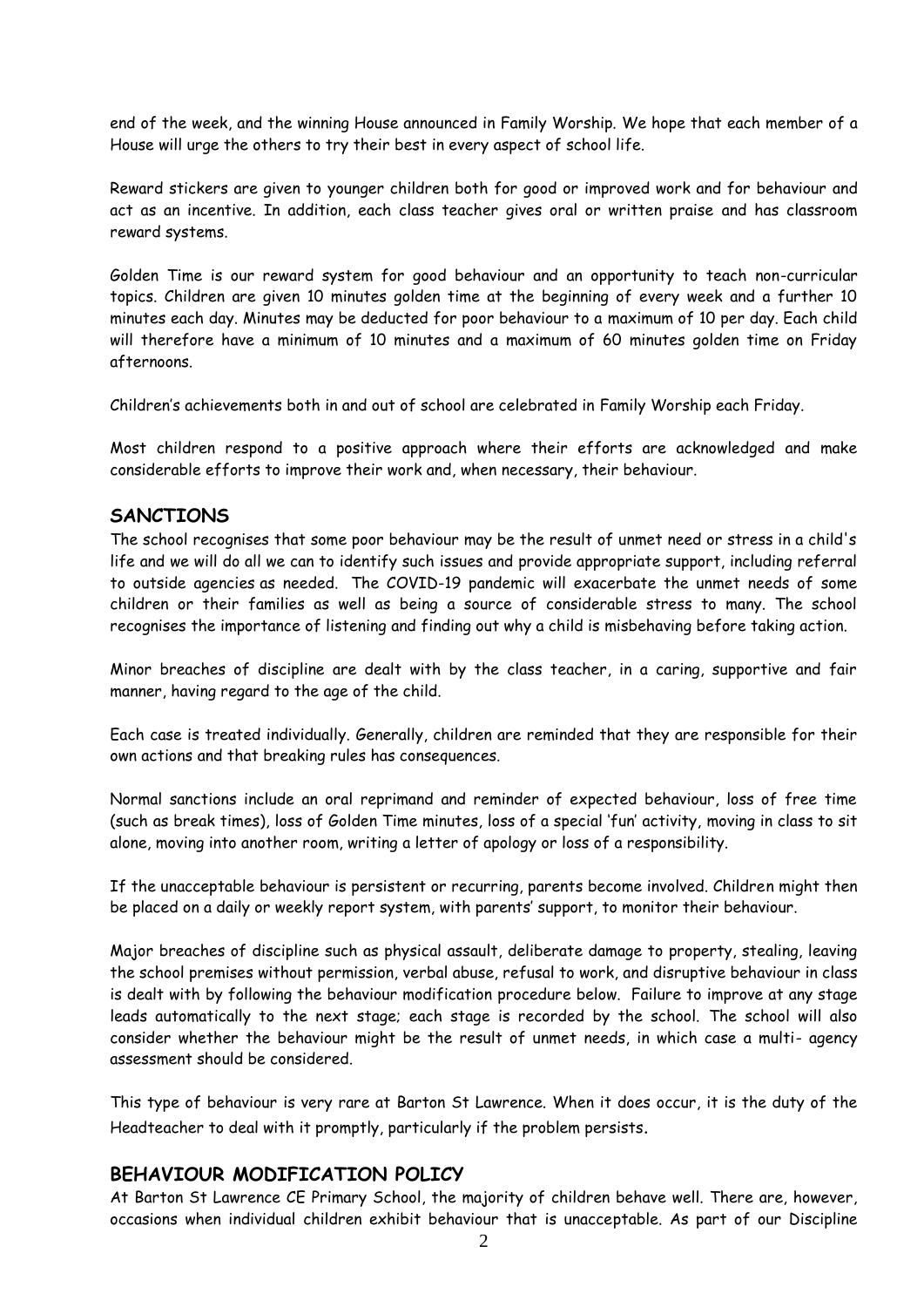end of the week, and the winning House announced in Family Worship. We hope that each member of a House will urge the others to try their best in every aspect of school life.

Reward stickers are given to younger children both for good or improved work and for behaviour and act as an incentive. In addition, each class teacher gives oral or written praise and has classroom reward systems.

Golden Time is our reward system for good behaviour and an opportunity to teach non-curricular topics. Children are given 10 minutes golden time at the beginning of every week and a further 10 minutes each day. Minutes may be deducted for poor behaviour to a maximum of 10 per day. Each child will therefore have a minimum of 10 minutes and a maximum of 60 minutes golden time on Friday afternoons.

Children's achievements both in and out of school are celebrated in Family Worship each Friday.

Most children respond to a positive approach where their efforts are acknowledged and make considerable efforts to improve their work and, when necessary, their behaviour.

## SANCTIONS

The school recognises that some poor behaviour may be the result of unmet need or stress in a child's life and we will do all we can to identify such issues and provide appropriate support, including referral to outside agencies as needed. The COVID-19 pandemic will exacerbate the unmet needs of some children or their families as well as being a source of considerable stress to many. The school recognises the importance of listening and finding out why a child is misbehaving before taking action.

Minor breaches of discipline are dealt with by the class teacher, in a caring, supportive and fair manner, having regard to the age of the child.

Each case is treated individually. Generally, children are reminded that they are responsible for their own actions and that breaking rules has consequences.

Normal sanctions include an oral reprimand and reminder of expected behaviour, loss of free time (such as break times), loss of Golden Time minutes, loss of a special 'fun' activity, moving in class to sit alone, moving into another room, writing a letter of apology or loss of a responsibility.

If the unacceptable behaviour is persistent or recurring, parents become involved. Children might then be placed on a daily or weekly report system, with parents' support, to monitor their behaviour.

Major breaches of discipline such as physical assault, deliberate damage to property, stealing, leaving the school premises without permission, verbal abuse, refusal to work, and disruptive behaviour in class is dealt with by following the behaviour modification procedure below. Failure to improve at any stage leads automatically to the next stage; each stage is recorded by the school. The school will also consider whether the behaviour might be the result of unmet needs, in which case a multi- agency assessment should be considered.

This type of behaviour is very rare at Barton St Lawrence. When it does occur, it is the duty of the Headteacher to deal with it promptly, particularly if the problem persists.

## BEHAVIOUR MODIFICATION POLICY

At Barton St Lawrence CE Primary School, the majority of children behave well. There are, however, occasions when individual children exhibit behaviour that is unacceptable. As part of our Discipline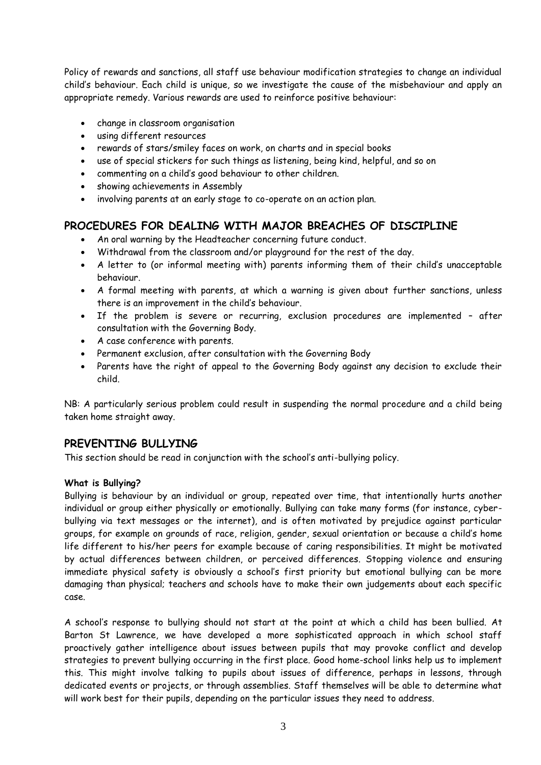Policy of rewards and sanctions, all staff use behaviour modification strategies to change an individual child's behaviour. Each child is unique, so we investigate the cause of the misbehaviour and apply an appropriate remedy. Various rewards are used to reinforce positive behaviour:

- change in classroom organisation
- using different resources
- rewards of stars/smiley faces on work, on charts and in special books
- use of special stickers for such things as listening, being kind, helpful, and so on
- commenting on a child's good behaviour to other children.
- showing achievements in Assembly
- involving parents at an early stage to co-operate on an action plan.

## PROCEDURES FOR DEALING WITH MAJOR BREACHES OF DISCIPLINE

- An oral warning by the Headteacher concerning future conduct.
- Withdrawal from the classroom and/or playground for the rest of the day.
- A letter to (or informal meeting with) parents informing them of their child's unacceptable behaviour.
- A formal meeting with parents, at which a warning is given about further sanctions, unless there is an improvement in the child's behaviour.
- If the problem is severe or recurring, exclusion procedures are implemented – after consultation with the Governing Body.
- A case conference with parents.
- Permanent exclusion, after consultation with the Governing Body
- Parents have the right of appeal to the Governing Body against any decision to exclude their child.

NB: A particularly serious problem could result in suspending the normal procedure and a child being taken home straight away.

## PREVENTING BULLYING

This section should be read in conjunction with the school's anti-bullying policy.

**What is Bullying?**

Bullying is behaviour by an individual or group, repeated over time, that intentionally hurts another individual or group either physically or emotionally. Bullying can take many forms (for instance, cyber-bullying via text messages or the internet), and is often motivated by prejudice against particular groups, for example on grounds of race, religion, gender, sexual orientation or because a child's home life different to his/her peers for example because of caring responsibilities. It might be motivated by actual differences between children, or perceived differences. Stopping violence and ensuring immediate physical safety is obviously a school's first priority but emotional bullying can be more damaging than physical; teachers and schools have to make their own judgements about each specific case.

A school's response to bullying should not start at the point at which a child has been bullied. At Barton St Lawrence, we have developed a more sophisticated approach in which school staff proactively gather intelligence about issues between pupils that may provoke conflict and develop strategies to prevent bullying occurring in the first place. Good home-school links help us to implement this. This might involve talking to pupils about issues of difference, perhaps in lessons, through dedicated events or projects, or through assemblies. Staff themselves will be able to determine what will work best for their pupils, depending on the particular issues they need to address.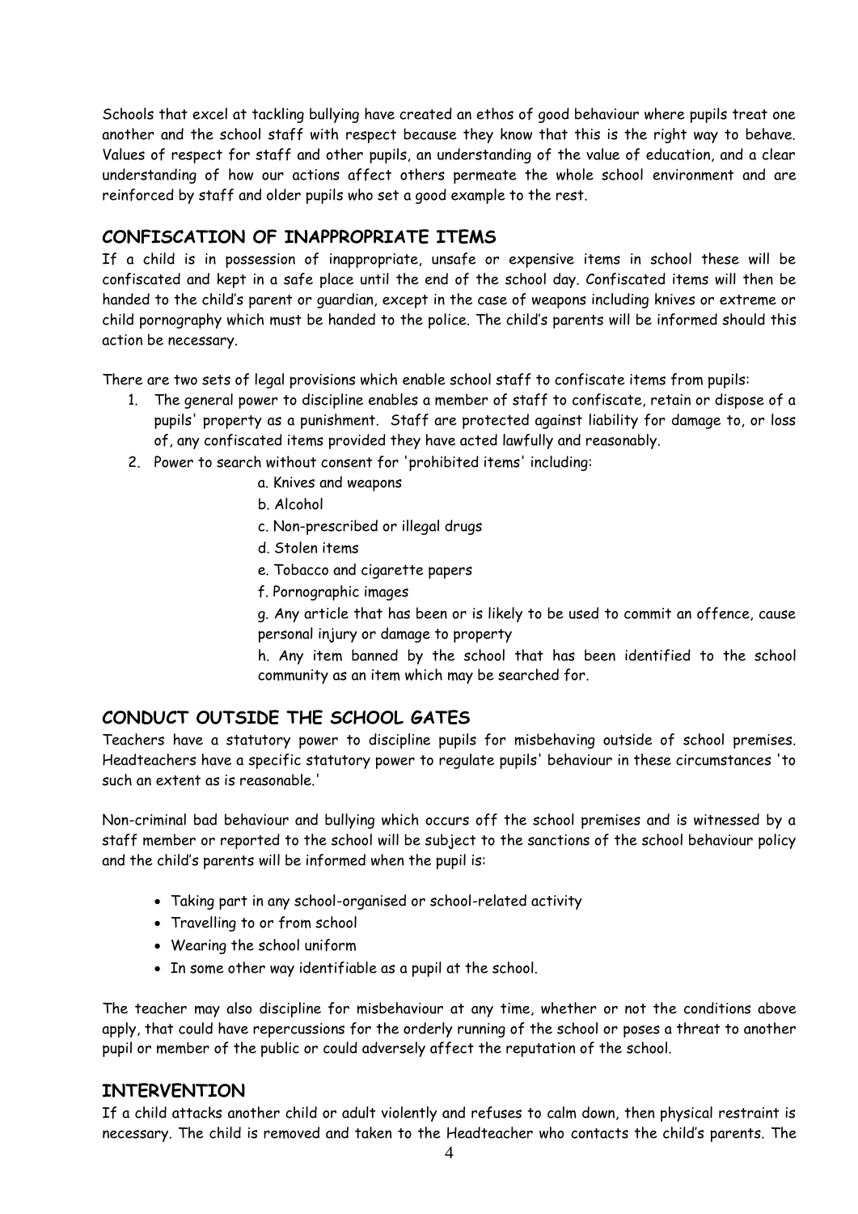Schools that excel at tackling bullying have created an ethos of good behaviour where pupils treat one another and the school staff with respect because they know that this is the right way to behave. Values of respect for staff and other pupils, an understanding of the value of education, and a clear understanding of how our actions affect others permeate the whole school environment and are reinforced by staff and older pupils who set a good example to the rest.

## CONFISCATION OF INAPPROPRIATE ITEMS

If a child is in possession of inappropriate, unsafe or expensive items in school these will be confiscated and kept in a safe place until the end of the school day. Confiscated items will then be handed to the child's parent or guardian, except in the case of weapons including knives or extreme or child pornography which must be handed to the police. The child's parents will be informed should this action be necessary.

There are two sets of legal provisions which enable school staff to confiscate items from pupils:

1. The general power to discipline enables a member of staff to confiscate, retain or dispose of a pupils' property as a punishment. Staff are protected against liability for damage to, or loss of, any confiscated items provided they have acted lawfully and reasonably.
2. Power to search without consent for 'prohibited items' including:
   a. Knives and weapons
   b. Alcohol
   c. Non-prescribed or illegal drugs
   d. Stolen items
   e. Tobacco and cigarette papers
   f. Pornographic images
   g. Any article that has been or is likely to be used to commit an offence, cause personal injury or damage to property
   h. Any item banned by the school that has been identified to the school community as an item which may be searched for.

## CONDUCT OUTSIDE THE SCHOOL GATES

Teachers have a statutory power to discipline pupils for misbehaving outside of school premises. Headteachers have a specific statutory power to regulate pupils' behaviour in these circumstances 'to such an extent as is reasonable.'

Non-criminal bad behaviour and bullying which occurs off the school premises and is witnessed by a staff member or reported to the school will be subject to the sanctions of the school behaviour policy and the child's parents will be informed when the pupil is:

- Taking part in any school-organised or school-related activity
- Travelling to or from school
- Wearing the school uniform
- In some other way identifiable as a pupil at the school.

The teacher may also discipline for misbehaviour at any time, whether or not the conditions above apply, that could have repercussions for the orderly running of the school or poses a threat to another pupil or member of the public or could adversely affect the reputation of the school.

## INTERVENTION

If a child attacks another child or adult violently and refuses to calm down, then physical restraint is necessary. The child is removed and taken to the Headteacher who contacts the child's parents. The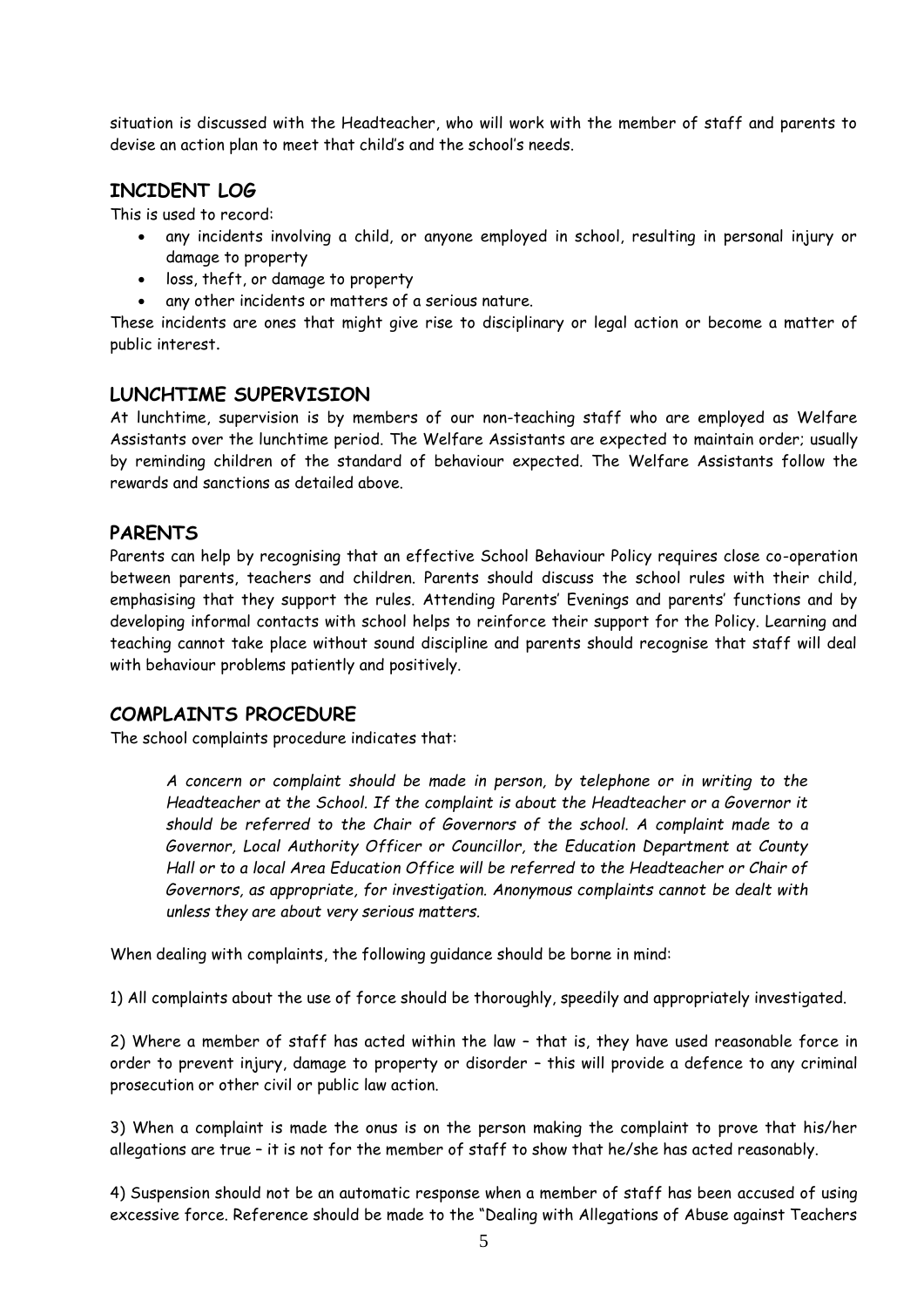situation is discussed with the Headteacher, who will work with the member of staff and parents to devise an action plan to meet that child's and the school's needs.

## INCIDENT LOG

This is used to record:

- any incidents involving a child, or anyone employed in school, resulting in personal injury or damage to property
- loss, theft, or damage to property
- any other incidents or matters of a serious nature.

These incidents are ones that might give rise to disciplinary or legal action or become a matter of public interest.

## LUNCHTIME SUPERVISION

At lunchtime, supervision is by members of our non-teaching staff who are employed as Welfare Assistants over the lunchtime period. The Welfare Assistants are expected to maintain order; usually by reminding children of the standard of behaviour expected. The Welfare Assistants follow the rewards and sanctions as detailed above.

## PARENTS

Parents can help by recognising that an effective School Behaviour Policy requires close co-operation between parents, teachers and children. Parents should discuss the school rules with their child, emphasising that they support the rules. Attending Parents' Evenings and parents' functions and by developing informal contacts with school helps to reinforce their support for the Policy. Learning and teaching cannot take place without sound discipline and parents should recognise that staff will deal with behaviour problems patiently and positively.

## COMPLAINTS PROCEDURE

The school complaints procedure indicates that:

> *A concern or complaint should be made in person, by telephone or in writing to the Headteacher at the School. If the complaint is about the Headteacher or a Governor it should be referred to the Chair of Governors of the school. A complaint made to a Governor, Local Authority Officer or Councillor, the Education Department at County Hall or to a local Area Education Office will be referred to the Headteacher or Chair of Governors, as appropriate, for investigation. Anonymous complaints cannot be dealt with unless they are about very serious matters.*

When dealing with complaints, the following guidance should be borne in mind:

1) All complaints about the use of force should be thoroughly, speedily and appropriately investigated.

2) Where a member of staff has acted within the law – that is, they have used reasonable force in order to prevent injury, damage to property or disorder – this will provide a defence to any criminal prosecution or other civil or public law action.

3) When a complaint is made the onus is on the person making the complaint to prove that his/her allegations are true – it is not for the member of staff to show that he/she has acted reasonably.

4) Suspension should not be an automatic response when a member of staff has been accused of using excessive force. Reference should be made to the "Dealing with Allegations of Abuse against Teachers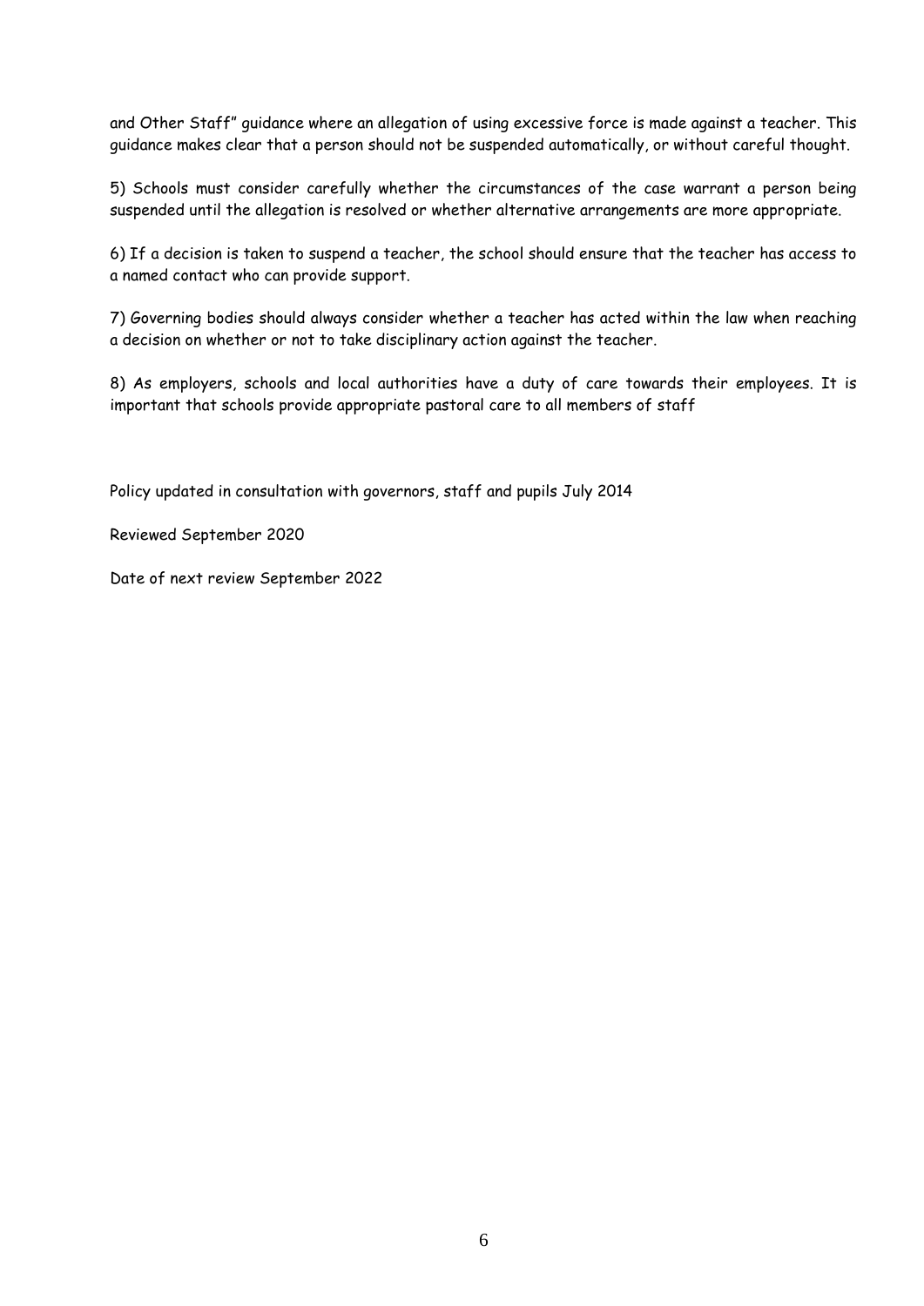and Other Staff" guidance where an allegation of using excessive force is made against a teacher. This guidance makes clear that a person should not be suspended automatically, or without careful thought.

5) Schools must consider carefully whether the circumstances of the case warrant a person being suspended until the allegation is resolved or whether alternative arrangements are more appropriate.

6) If a decision is taken to suspend a teacher, the school should ensure that the teacher has access to a named contact who can provide support.

7) Governing bodies should always consider whether a teacher has acted within the law when reaching a decision on whether or not to take disciplinary action against the teacher.

8) As employers, schools and local authorities have a duty of care towards their employees. It is important that schools provide appropriate pastoral care to all members of staff

Policy updated in consultation with governors, staff and pupils July 2014

Reviewed September 2020

Date of next review September 2022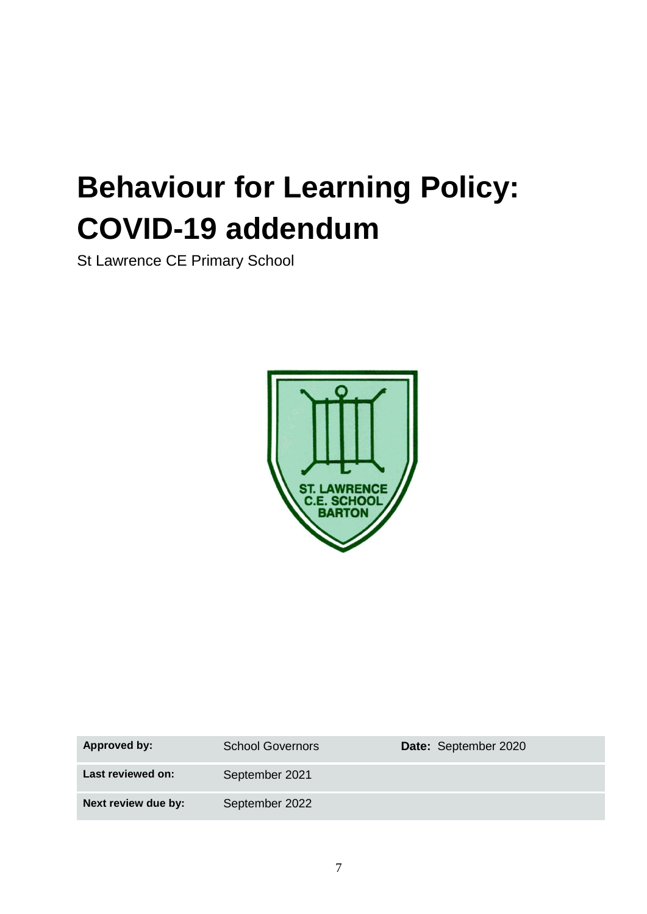# Behaviour for Learning Policy: COVID-19 addendum

St Lawrence CE Primary School

| Approved by: | School Governors | Date: September 2020 |
|---|---|---|
| Last reviewed on: | September 2021 | |
| Next review due by: | September 2022 | |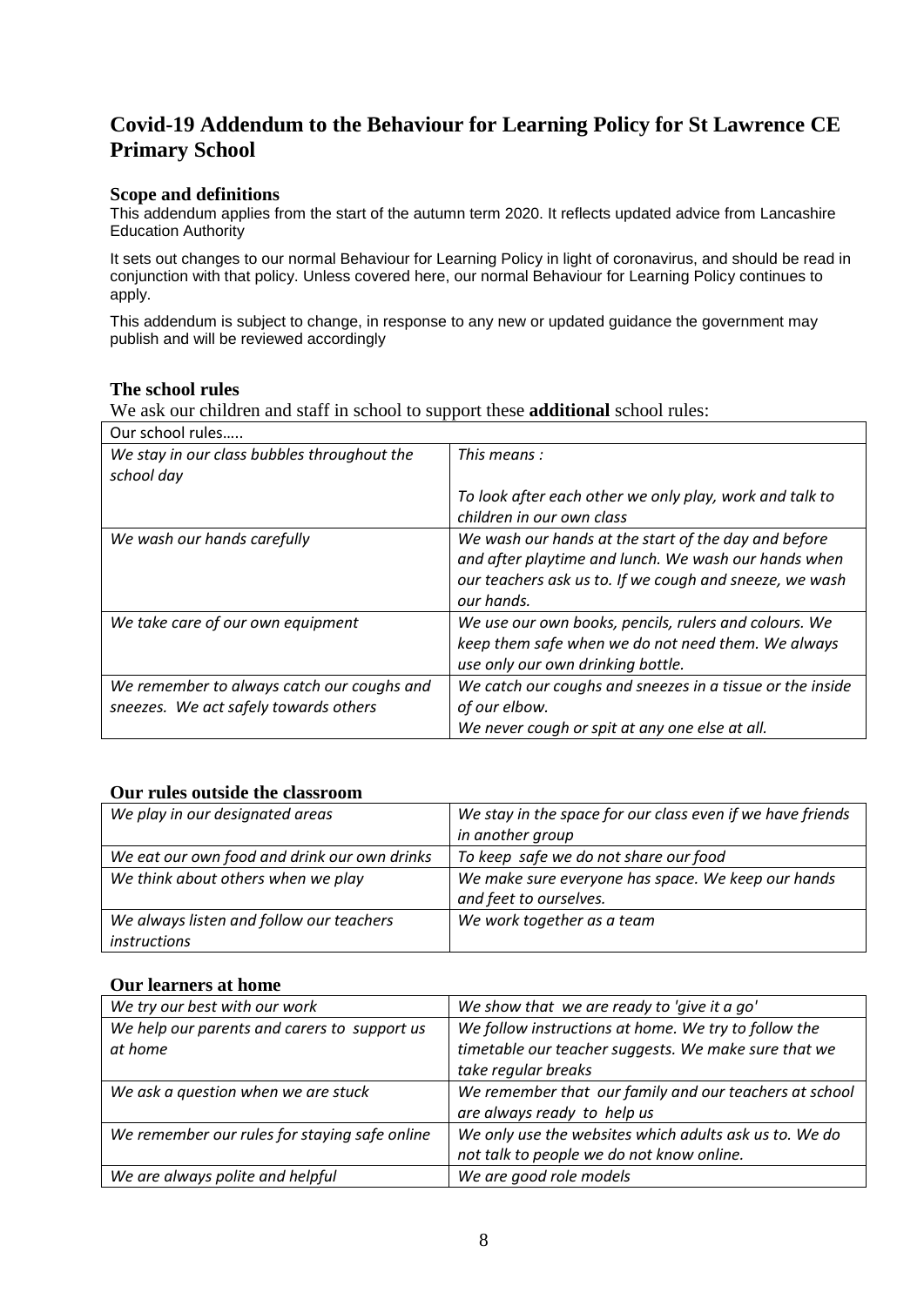## Covid-19 Addendum to the Behaviour for Learning Policy for St Lawrence CE Primary School

### Scope and definitions

This addendum applies from the start of the autumn term 2020. It reflects updated advice from Lancashire Education Authority

It sets out changes to our normal Behaviour for Learning Policy in light of coronavirus, and should be read in conjunction with that policy. Unless covered here, our normal Behaviour for Learning Policy continues to apply.

This addendum is subject to change, in response to any new or updated guidance the government may publish and will be reviewed accordingly

### The school rules

We ask our children and staff in school to support these **additional** school rules:

| Our school rules….. | |
|---|---|
| *We stay in our class bubbles throughout the school day* | *This means :*<br><br>*To look after each other we only play, work and talk to children in our own class* |
| *We wash our hands carefully* | *We wash our hands at the start of the day and before and after playtime and lunch. We wash our hands when our teachers ask us to. If we cough and sneeze, we wash our hands.* |
| *We take care of our own equipment* | *We use our own books, pencils, rulers and colours. We keep them safe when we do not need them. We always use only our own drinking bottle.* |
| *We remember to always catch our coughs and sneezes. We act safely towards others* | *We catch our coughs and sneezes in a tissue or the inside of our elbow.*<br>*We never cough or spit at any one else at all.* |

### Our rules outside the classroom

| | |
|---|---|
| *We play in our designated areas* | *We stay in the space for our class even if we have friends in another group* |
| *We eat our own food and drink our own drinks* | *To keep safe we do not share our food* |
| *We think about others when we play* | *We make sure everyone has space. We keep our hands and feet to ourselves.* |
| *We always listen and follow our teachers instructions* | *We work together as a team* |

### Our learners at home

| | |
|---|---|
| *We try our best with our work* | *We show that we are ready to 'give it a go'* |
| *We help our parents and carers to support us at home* | *We follow instructions at home. We try to follow the timetable our teacher suggests. We make sure that we take regular breaks* |
| *We ask a question when we are stuck* | *We remember that our family and our teachers at school are always ready to help us* |
| *We remember our rules for staying safe online* | *We only use the websites which adults ask us to. We do not talk to people we do not know online.* |
| *We are always polite and helpful* | *We are good role models* |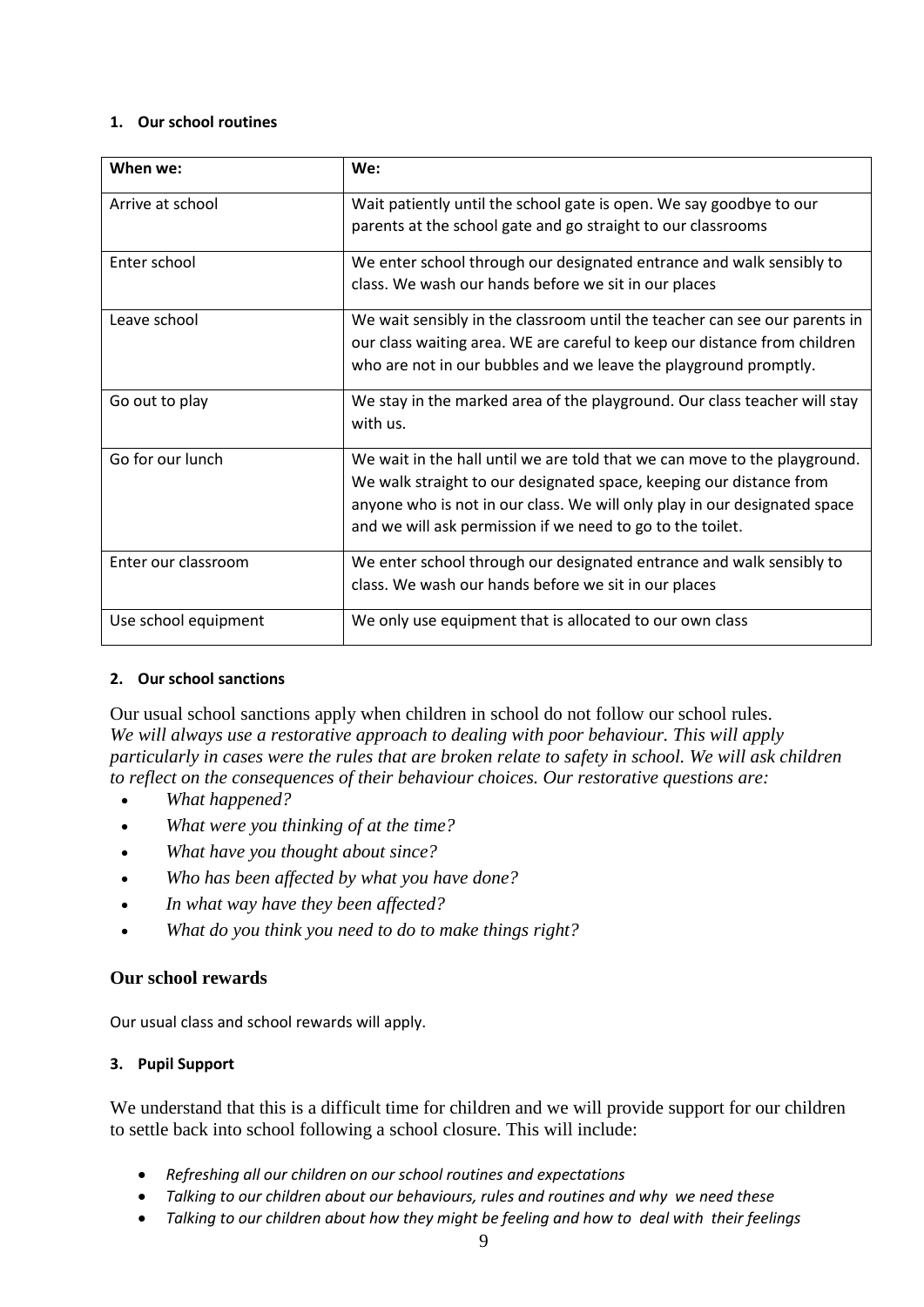### 1. Our school routines

| When we: | We: |
|---|---|
| Arrive at school | Wait patiently until the school gate is open. We say goodbye to our parents at the school gate and go straight to our classrooms |
| Enter school | We enter school through our designated entrance and walk sensibly to class. We wash our hands before we sit in our places |
| Leave school | We wait sensibly in the classroom until the teacher can see our parents in our class waiting area. WE are careful to keep our distance from children who are not in our bubbles and we leave the playground promptly. |
| Go out to play | We stay in the marked area of the playground. Our class teacher will stay with us. |
| Go for our lunch | We wait in the hall until we are told that we can move to the playground. We walk straight to our designated space, keeping our distance from anyone who is not in our class. We will only play in our designated space and we will ask permission if we need to go to the toilet. |
| Enter our classroom | We enter school through our designated entrance and walk sensibly to class. We wash our hands before we sit in our places |
| Use school equipment | We only use equipment that is allocated to our own class |

### 2. Our school sanctions

Our usual school sanctions apply when children in school do not follow our school rules. *We will always use a restorative approach to dealing with poor behaviour. This will apply particularly in cases were the rules that are broken relate to safety in school. We will ask children to reflect on the consequences of their behaviour choices. Our restorative questions are:*

- *What happened?*
- *What were you thinking of at the time?*
- *What have you thought about since?*
- *Who has been affected by what you have done?*
- *In what way have they been affected?*
- *What do you think you need to do to make things right?*

### Our school rewards

Our usual class and school rewards will apply.

### 3. Pupil Support

We understand that this is a difficult time for children and we will provide support for our children to settle back into school following a school closure. This will include:

- *Refreshing all our children on our school routines and expectations*
- *Talking to our children about our behaviours, rules and routines and why we need these*
- *Talking to our children about how they might be feeling and how to deal with their feelings*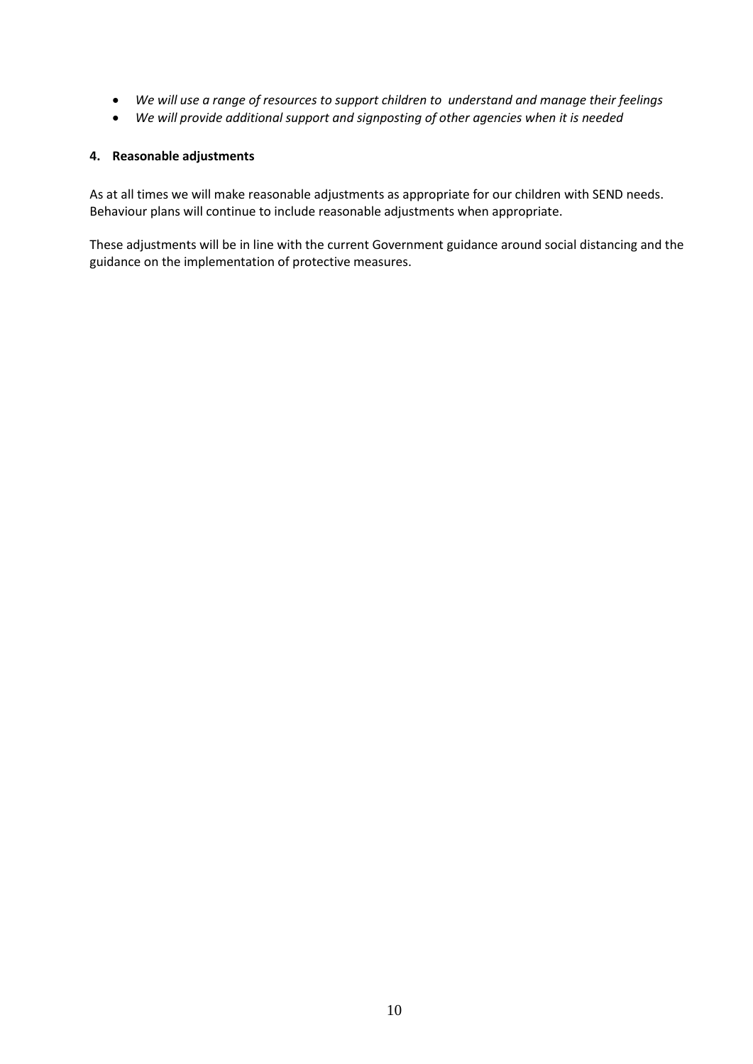- *We will use a range of resources to support children to  understand and manage their feelings*
- *We will provide additional support and signposting of other agencies when it is needed*

**4. Reasonable adjustments**

As at all times we will make reasonable adjustments as appropriate for our children with SEND needs. Behaviour plans will continue to include reasonable adjustments when appropriate.

These adjustments will be in line with the current Government guidance around social distancing and the guidance on the implementation of protective measures.